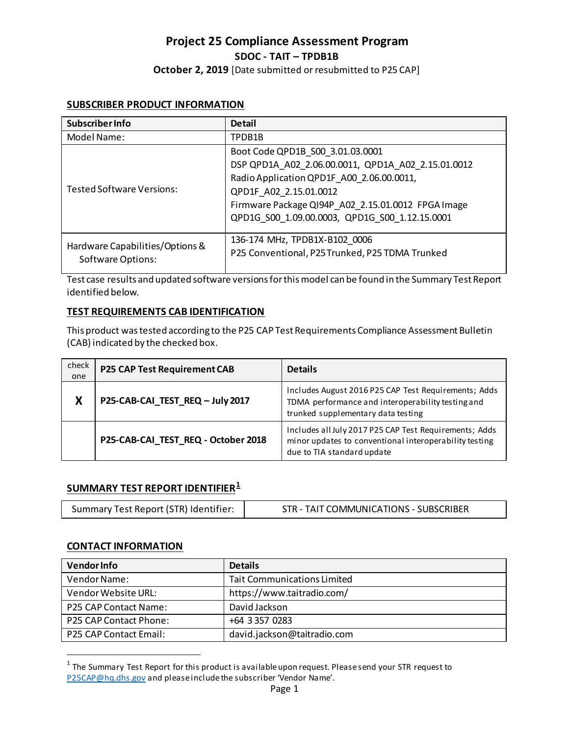# Project 25 Compliance Assessment Program

**SDOC - TAIT – TPDB1B**

**October 2, 2019** [Date submitted or resubmitted to P25 CAP]

## SUBSCRIBER PRODUCT INFORMATION

| Subscriber Info | Detail |
|---|---|
| Model Name: | TPDB1B |
| Tested Software Versions: | Boot Code QPD1B_S00_3.01.03.0001<br>DSP QPD1A_A02_2.06.00.0011, QPD1A_A02_2.15.01.0012<br>Radio Application QPD1F_A00_2.06.00.0011,<br>QPD1F_A02_2.15.01.0012<br>Firmware Package QI94P_A02_2.15.01.0012 FPGA Image<br>QPD1G_S00_1.09.00.0003, QPD1G_S00_1.12.15.0001 |
| Hardware Capabilities/Options & Software Options: | 136-174 MHz, TPDB1X-B102_0006<br>P25 Conventional, P25 Trunked, P25 TDMA Trunked |

Test case results and updated software versions for this model can be found in the Summary Test Report identified below.

## TEST REQUIREMENTS CAB IDENTIFICATION

This product was tested according to the P25 CAP Test Requirements Compliance Assessment Bulletin (CAB) indicated by the checked box.

| check one | P25 CAP Test Requirement CAB | Details |
|---|---|---|
| **X** | **P25-CAB-CAI_TEST_REQ – July 2017** | Includes August 2016 P25 CAP Test Requirements; Adds TDMA performance and interoperability testing and trunked supplementary data testing |
| | **P25-CAB-CAI_TEST_REQ - October 2018** | Includes all July 2017 P25 CAP Test Requirements; Adds minor updates to conventional interoperability testing due to TIA standard update |

## SUMMARY TEST REPORT IDENTIFIER[1]

| Summary Test Report (STR) Identifier: | STR - TAIT COMMUNICATIONS - SUBSCRIBER |
|---|---|

## CONTACT INFORMATION

| Vendor Info | Details |
|---|---|
| Vendor Name: | Tait Communications Limited |
| Vendor Website URL: | https://www.taitradio.com/ |
| P25 CAP Contact Name: | David Jackson |
| P25 CAP Contact Phone: | +64 3 357 0283 |
| P25 CAP Contact Email: | david.jackson@taitradio.com |

[1] The Summary Test Report for this product is available upon request. Please send your STR request to P25CAP@hq.dhs.gov and please include the subscriber 'Vendor Name'.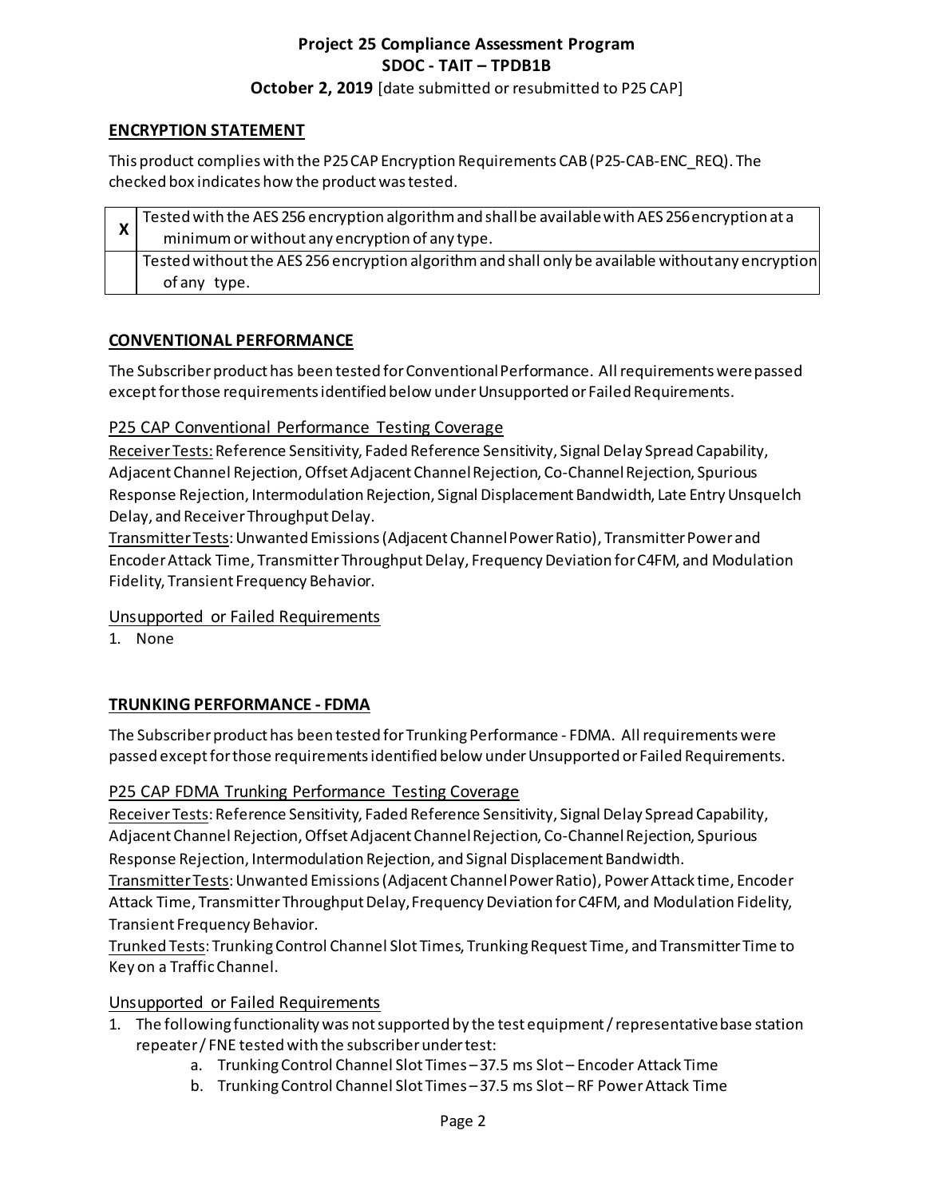**Project 25 Compliance Assessment Program**
**SDOC - TAIT – TPDB1B**
**October 2, 2019** [date submitted or resubmitted to P25 CAP]

## ENCRYPTION STATEMENT

This product complies with the P25 CAP Encryption Requirements CAB (P25-CAB-ENC_REQ). The checked box indicates how the product was tested.

| | |
|---|---|
| **X** | Tested with the AES 256 encryption algorithm and shall be available with AES 256 encryption at a minimum or without any encryption of any type. |
| | Tested without the AES 256 encryption algorithm and shall only be available without any encryption of any type. |

## CONVENTIONAL PERFORMANCE

The Subscriber product has been tested for Conventional Performance. All requirements were passed except for those requirements identified below under Unsupported or Failed Requirements.

### P25 CAP Conventional Performance Testing Coverage

Receiver Tests: Reference Sensitivity, Faded Reference Sensitivity, Signal Delay Spread Capability, Adjacent Channel Rejection, Offset Adjacent Channel Rejection, Co-Channel Rejection, Spurious Response Rejection, Intermodulation Rejection, Signal Displacement Bandwidth, Late Entry Unsquelch Delay, and Receiver Throughput Delay.
Transmitter Tests: Unwanted Emissions (Adjacent Channel Power Ratio), Transmitter Power and Encoder Attack Time, Transmitter Throughput Delay, Frequency Deviation for C4FM, and Modulation Fidelity, Transient Frequency Behavior.

### Unsupported or Failed Requirements

1. None

## TRUNKING PERFORMANCE - FDMA

The Subscriber product has been tested for Trunking Performance - FDMA. All requirements were passed except for those requirements identified below under Unsupported or Failed Requirements.

### P25 CAP FDMA Trunking Performance Testing Coverage

Receiver Tests: Reference Sensitivity, Faded Reference Sensitivity, Signal Delay Spread Capability, Adjacent Channel Rejection, Offset Adjacent Channel Rejection, Co-Channel Rejection, Spurious Response Rejection, Intermodulation Rejection, and Signal Displacement Bandwidth.
Transmitter Tests: Unwanted Emissions (Adjacent Channel Power Ratio), Power Attack time, Encoder Attack Time, Transmitter Throughput Delay, Frequency Deviation for C4FM, and Modulation Fidelity, Transient Frequency Behavior.
Trunked Tests: Trunking Control Channel Slot Times, Trunking Request Time, and Transmitter Time to Key on a Traffic Channel.

### Unsupported or Failed Requirements

1. The following functionality was not supported by the test equipment / representative base station repeater / FNE tested with the subscriber under test:
    a. Trunking Control Channel Slot Times – 37.5 ms Slot – Encoder Attack Time
    b. Trunking Control Channel Slot Times – 37.5 ms Slot – RF Power Attack Time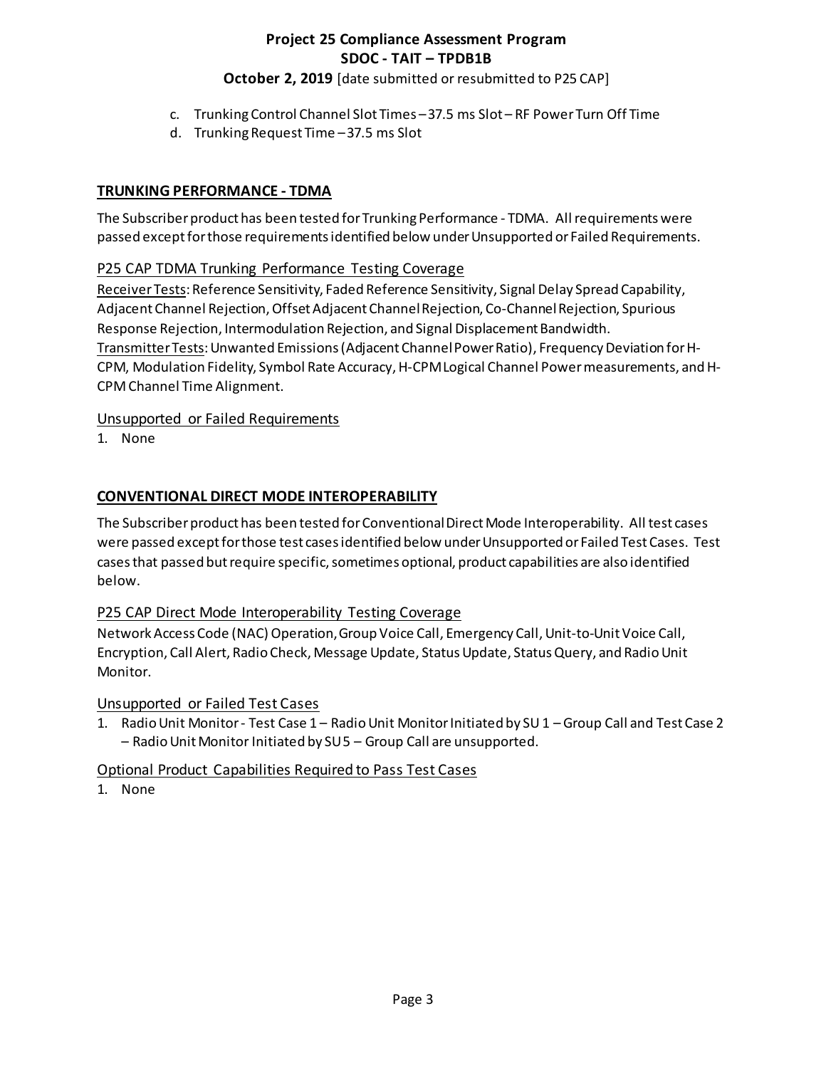c. Trunking Control Channel Slot Times – 37.5 ms Slot – RF Power Turn Off Time
d. Trunking Request Time – 37.5 ms Slot

## TRUNKING PERFORMANCE - TDMA

The Subscriber product has been tested for Trunking Performance - TDMA. All requirements were passed except for those requirements identified below under Unsupported or Failed Requirements.

### P25 CAP TDMA Trunking Performance Testing Coverage

Receiver Tests: Reference Sensitivity, Faded Reference Sensitivity, Signal Delay Spread Capability, Adjacent Channel Rejection, Offset Adjacent Channel Rejection, Co-Channel Rejection, Spurious Response Rejection, Intermodulation Rejection, and Signal Displacement Bandwidth.
Transmitter Tests: Unwanted Emissions (Adjacent Channel Power Ratio), Frequency Deviation for H-CPM, Modulation Fidelity, Symbol Rate Accuracy, H-CPM Logical Channel Power measurements, and H-CPM Channel Time Alignment.

### Unsupported or Failed Requirements

1. None

## CONVENTIONAL DIRECT MODE INTEROPERABILITY

The Subscriber product has been tested for Conventional Direct Mode Interoperability. All test cases were passed except for those test cases identified below under Unsupported or Failed Test Cases. Test cases that passed but require specific, sometimes optional, product capabilities are also identified below.

### P25 CAP Direct Mode Interoperability Testing Coverage

Network Access Code (NAC) Operation, Group Voice Call, Emergency Call, Unit-to-Unit Voice Call, Encryption, Call Alert, Radio Check, Message Update, Status Update, Status Query, and Radio Unit Monitor.

### Unsupported or Failed Test Cases

1. Radio Unit Monitor - Test Case 1 – Radio Unit Monitor Initiated by SU 1 – Group Call and Test Case 2 – Radio Unit Monitor Initiated by SU 5 – Group Call are unsupported.

### Optional Product Capabilities Required to Pass Test Cases

1. None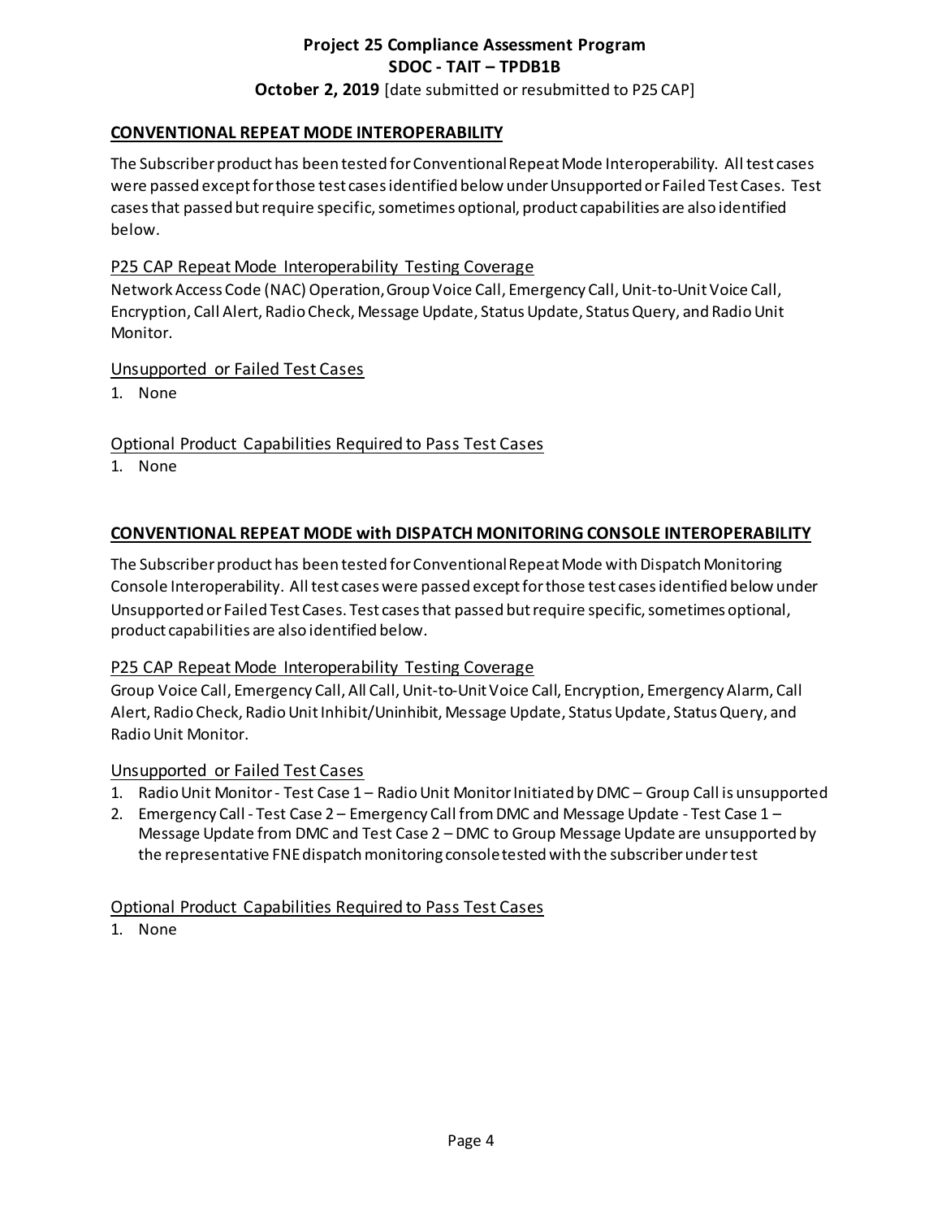## CONVENTIONAL REPEAT MODE INTEROPERABILITY

The Subscriber product has been tested for Conventional Repeat Mode Interoperability. All test cases were passed except for those test cases identified below under Unsupported or Failed Test Cases. Test cases that passed but require specific, sometimes optional, product capabilities are also identified below.

### P25 CAP Repeat Mode Interoperability Testing Coverage

Network Access Code (NAC) Operation, Group Voice Call, Emergency Call, Unit-to-Unit Voice Call, Encryption, Call Alert, Radio Check, Message Update, Status Update, Status Query, and Radio Unit Monitor.

### Unsupported or Failed Test Cases

1. None

### Optional Product Capabilities Required to Pass Test Cases

1. None

## CONVENTIONAL REPEAT MODE with DISPATCH MONITORING CONSOLE INTEROPERABILITY

The Subscriber product has been tested for Conventional Repeat Mode with Dispatch Monitoring Console Interoperability. All test cases were passed except for those test cases identified below under Unsupported or Failed Test Cases. Test cases that passed but require specific, sometimes optional, product capabilities are also identified below.

### P25 CAP Repeat Mode Interoperability Testing Coverage

Group Voice Call, Emergency Call, All Call, Unit-to-Unit Voice Call, Encryption, Emergency Alarm, Call Alert, Radio Check, Radio Unit Inhibit/Uninhibit, Message Update, Status Update, Status Query, and Radio Unit Monitor.

### Unsupported or Failed Test Cases

1. Radio Unit Monitor - Test Case 1 – Radio Unit Monitor Initiated by DMC – Group Call is unsupported
2. Emergency Call - Test Case 2 – Emergency Call from DMC and Message Update - Test Case 1 – Message Update from DMC and Test Case 2 – DMC to Group Message Update are unsupported by the representative FNE dispatch monitoring console tested with the subscriber under test

### Optional Product Capabilities Required to Pass Test Cases

1. None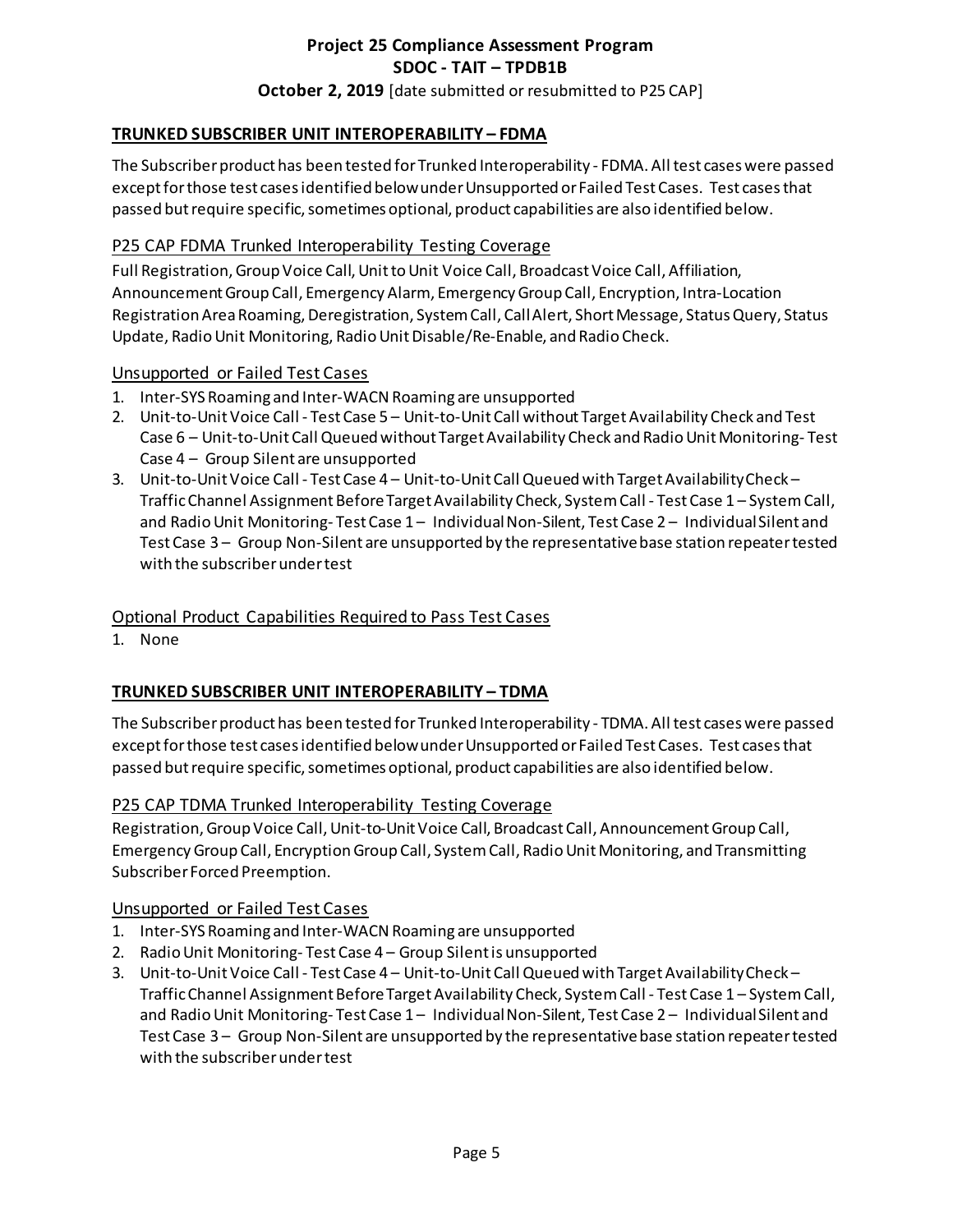## TRUNKED SUBSCRIBER UNIT INTEROPERABILITY – FDMA

The Subscriber product has been tested for Trunked Interoperability - FDMA. All test cases were passed except for those test cases identified below under Unsupported or Failed Test Cases. Test cases that passed but require specific, sometimes optional, product capabilities are also identified below.

### P25 CAP FDMA Trunked Interoperability Testing Coverage

Full Registration, Group Voice Call, Unit to Unit Voice Call, Broadcast Voice Call, Affiliation, Announcement Group Call, Emergency Alarm, Emergency Group Call, Encryption, Intra-Location Registration Area Roaming, Deregistration, System Call, Call Alert, Short Message, Status Query, Status Update, Radio Unit Monitoring, Radio Unit Disable/Re-Enable, and Radio Check.

### Unsupported or Failed Test Cases

1. Inter-SYS Roaming and Inter-WACN Roaming are unsupported
2. Unit-to-Unit Voice Call - Test Case 5 – Unit-to-Unit Call without Target Availability Check and Test Case 6 – Unit-to-Unit Call Queued without Target Availability Check and Radio Unit Monitoring- Test Case 4 – Group Silent are unsupported
3. Unit-to-Unit Voice Call - Test Case 4 – Unit-to-Unit Call Queued with Target Availability Check – Traffic Channel Assignment Before Target Availability Check, System Call - Test Case 1 – System Call, and Radio Unit Monitoring- Test Case 1 – Individual Non-Silent, Test Case 2 – Individual Silent and Test Case 3 – Group Non-Silent are unsupported by the representative base station repeater tested with the subscriber under test

### Optional Product Capabilities Required to Pass Test Cases

1. None

## TRUNKED SUBSCRIBER UNIT INTEROPERABILITY – TDMA

The Subscriber product has been tested for Trunked Interoperability - TDMA. All test cases were passed except for those test cases identified below under Unsupported or Failed Test Cases. Test cases that passed but require specific, sometimes optional, product capabilities are also identified below.

### P25 CAP TDMA Trunked Interoperability Testing Coverage

Registration, Group Voice Call, Unit-to-Unit Voice Call, Broadcast Call, Announcement Group Call, Emergency Group Call, Encryption Group Call, System Call, Radio Unit Monitoring, and Transmitting Subscriber Forced Preemption.

### Unsupported or Failed Test Cases

1. Inter-SYS Roaming and Inter-WACN Roaming are unsupported
2. Radio Unit Monitoring- Test Case 4 – Group Silent is unsupported
3. Unit-to-Unit Voice Call - Test Case 4 – Unit-to-Unit Call Queued with Target Availability Check – Traffic Channel Assignment Before Target Availability Check, System Call - Test Case 1 – System Call, and Radio Unit Monitoring- Test Case 1 – Individual Non-Silent, Test Case 2 – Individual Silent and Test Case 3 – Group Non-Silent are unsupported by the representative base station repeater tested with the subscriber under test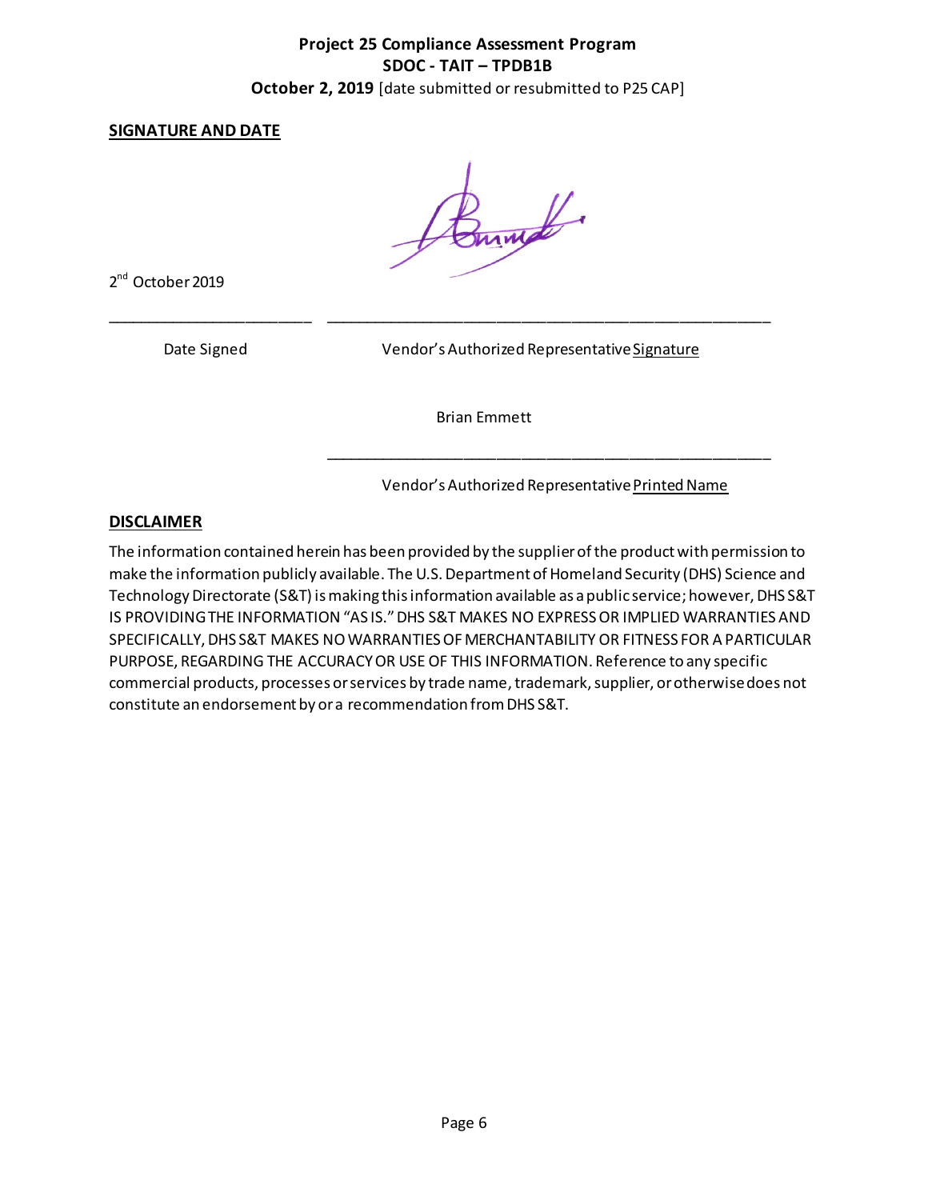**Project 25 Compliance Assessment Program**
**SDOC - TAIT – TPDB1B**
**October 2, 2019** [date submitted or resubmitted to P25 CAP]

**SIGNATURE AND DATE**

2nd October 2019

| | |
|---|---|
| Date Signed | Vendor's Authorized Representative Signature |

Brian Emmett

Vendor's Authorized Representative Printed Name

**DISCLAIMER**

The information contained herein has been provided by the supplier of the product with permission to make the information publicly available. The U.S. Department of Homeland Security (DHS) Science and Technology Directorate (S&T) is making this information available as a public service; however, DHS S&T IS PROVIDING THE INFORMATION "AS IS." DHS S&T MAKES NO EXPRESS OR IMPLIED WARRANTIES AND SPECIFICALLY, DHS S&T MAKES NO WARRANTIES OF MERCHANTABILITY OR FITNESS FOR A PARTICULAR PURPOSE, REGARDING THE ACCURACY OR USE OF THIS INFORMATION. Reference to any specific commercial products, processes or services by trade name, trademark, supplier, or otherwise does not constitute an endorsement by or a recommendation from DHS S&T.